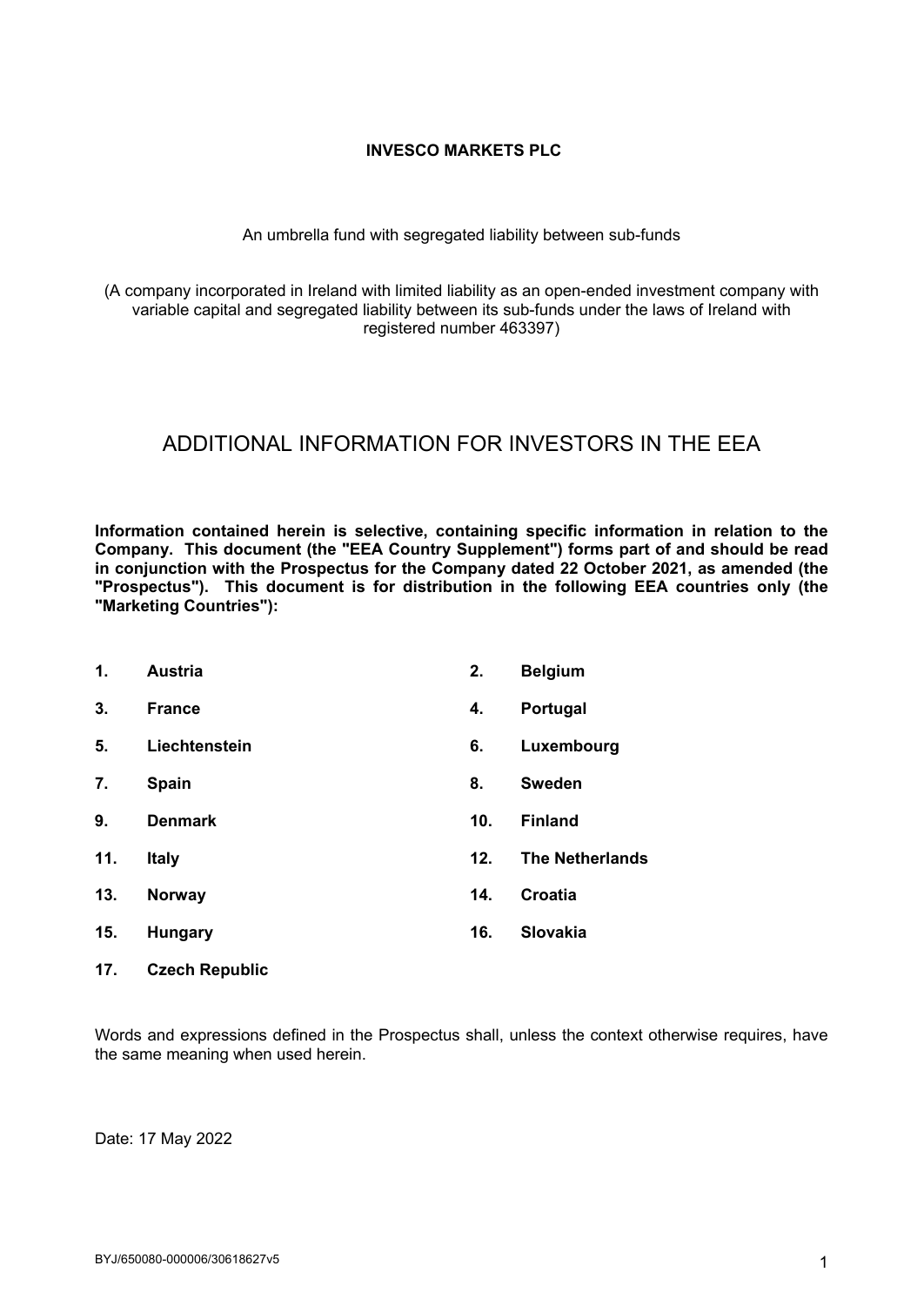**INVESCO MARKETS PLC**

An umbrella fund with segregated liability between sub-funds

(A company incorporated in Ireland with limited liability as an open-ended investment company with variable capital and segregated liability between its sub-funds under the laws of Ireland with registered number 463397)

# ADDITIONAL INFORMATION FOR INVESTORS IN THE EEA

**Information contained herein is selective, containing specific information in relation to the Company. This document (the "EEA Country Supplement") forms part of and should be read in conjunction with the Prospectus for the Company dated 22 October 2021, as amended (the "Prospectus"). This document is for distribution in the following EEA countries only (the "Marketing Countries"):**

1. **Austria**
2. **Belgium**
3. **France**
4. **Portugal**
5. **Liechtenstein**
6. **Luxembourg**
7. **Spain**
8. **Sweden**
9. **Denmark**
10. **Finland**
11. **Italy**
12. **The Netherlands**
13. **Norway**
14. **Croatia**
15. **Hungary**
16. **Slovakia**
17. **Czech Republic**

Words and expressions defined in the Prospectus shall, unless the context otherwise requires, have the same meaning when used herein.

Date: 17 May 2022

BYJ/650080-000006/30618627v5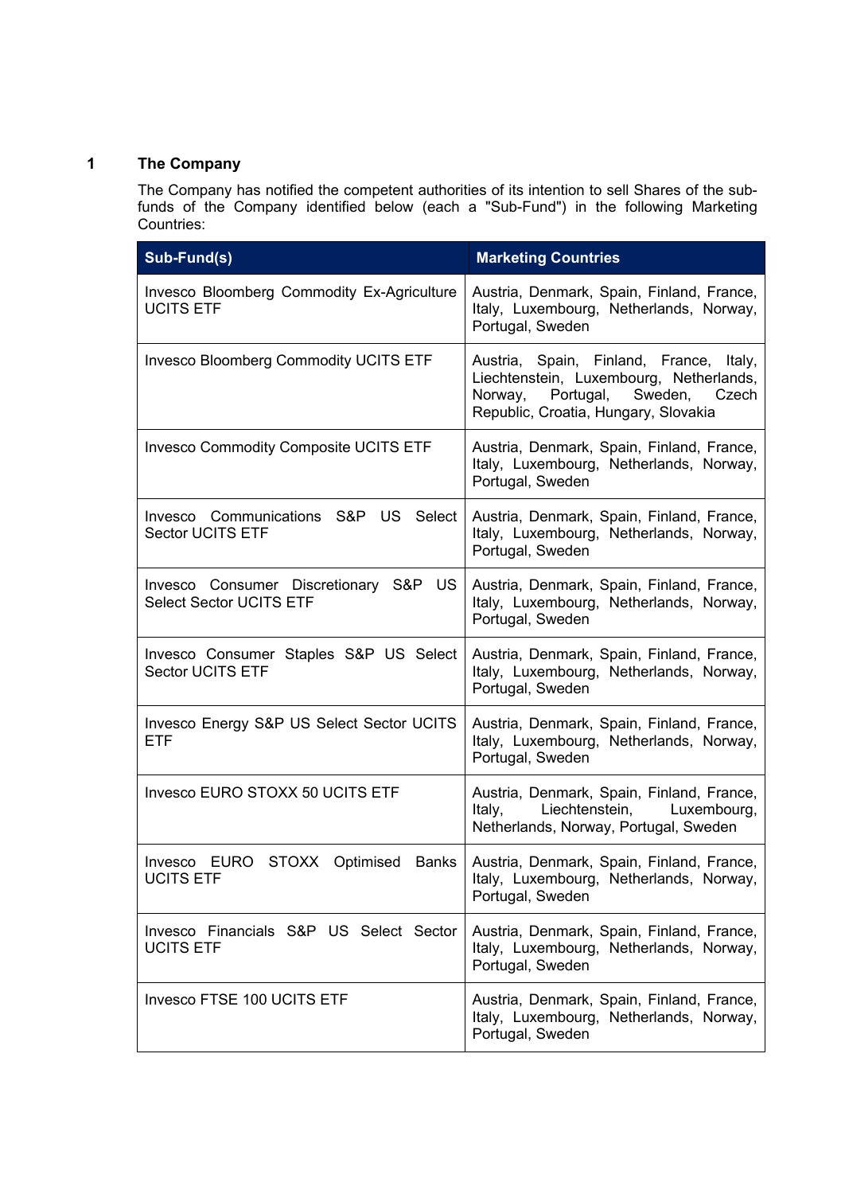## 1 The Company

The Company has notified the competent authorities of its intention to sell Shares of the sub-funds of the Company identified below (each a "Sub-Fund") in the following Marketing Countries:

| Sub-Fund(s) | Marketing Countries |
|---|---|
| Invesco Bloomberg Commodity Ex-Agriculture UCITS ETF | Austria, Denmark, Spain, Finland, France, Italy, Luxembourg, Netherlands, Norway, Portugal, Sweden |
| Invesco Bloomberg Commodity UCITS ETF | Austria, Spain, Finland, France, Italy, Liechtenstein, Luxembourg, Netherlands, Norway, Portugal, Sweden, Czech Republic, Croatia, Hungary, Slovakia |
| Invesco Commodity Composite UCITS ETF | Austria, Denmark, Spain, Finland, France, Italy, Luxembourg, Netherlands, Norway, Portugal, Sweden |
| Invesco Communications S&P US Select Sector UCITS ETF | Austria, Denmark, Spain, Finland, France, Italy, Luxembourg, Netherlands, Norway, Portugal, Sweden |
| Invesco Consumer Discretionary S&P US Select Sector UCITS ETF | Austria, Denmark, Spain, Finland, France, Italy, Luxembourg, Netherlands, Norway, Portugal, Sweden |
| Invesco Consumer Staples S&P US Select Sector UCITS ETF | Austria, Denmark, Spain, Finland, France, Italy, Luxembourg, Netherlands, Norway, Portugal, Sweden |
| Invesco Energy S&P US Select Sector UCITS ETF | Austria, Denmark, Spain, Finland, France, Italy, Luxembourg, Netherlands, Norway, Portugal, Sweden |
| Invesco EURO STOXX 50 UCITS ETF | Austria, Denmark, Spain, Finland, France, Italy, Liechtenstein, Luxembourg, Netherlands, Norway, Portugal, Sweden |
| Invesco EURO STOXX Optimised Banks UCITS ETF | Austria, Denmark, Spain, Finland, France, Italy, Luxembourg, Netherlands, Norway, Portugal, Sweden |
| Invesco Financials S&P US Select Sector UCITS ETF | Austria, Denmark, Spain, Finland, France, Italy, Luxembourg, Netherlands, Norway, Portugal, Sweden |
| Invesco FTSE 100 UCITS ETF | Austria, Denmark, Spain, Finland, France, Italy, Luxembourg, Netherlands, Norway, Portugal, Sweden |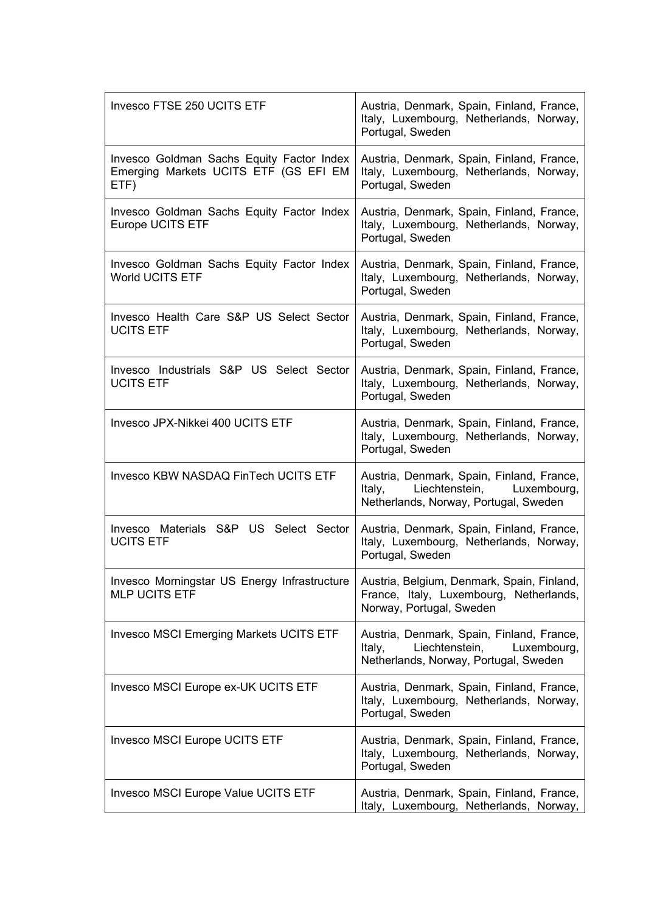| | |
|---|---|
| Invesco FTSE 250 UCITS ETF | Austria, Denmark, Spain, Finland, France, Italy, Luxembourg, Netherlands, Norway, Portugal, Sweden |
| Invesco Goldman Sachs Equity Factor Index Emerging Markets UCITS ETF (GS EFI EM ETF) | Austria, Denmark, Spain, Finland, France, Italy, Luxembourg, Netherlands, Norway, Portugal, Sweden |
| Invesco Goldman Sachs Equity Factor Index Europe UCITS ETF | Austria, Denmark, Spain, Finland, France, Italy, Luxembourg, Netherlands, Norway, Portugal, Sweden |
| Invesco Goldman Sachs Equity Factor Index World UCITS ETF | Austria, Denmark, Spain, Finland, France, Italy, Luxembourg, Netherlands, Norway, Portugal, Sweden |
| Invesco Health Care S&P US Select Sector UCITS ETF | Austria, Denmark, Spain, Finland, France, Italy, Luxembourg, Netherlands, Norway, Portugal, Sweden |
| Invesco Industrials S&P US Select Sector UCITS ETF | Austria, Denmark, Spain, Finland, France, Italy, Luxembourg, Netherlands, Norway, Portugal, Sweden |
| Invesco JPX-Nikkei 400 UCITS ETF | Austria, Denmark, Spain, Finland, France, Italy, Luxembourg, Netherlands, Norway, Portugal, Sweden |
| Invesco KBW NASDAQ FinTech UCITS ETF | Austria, Denmark, Spain, Finland, France, Italy, Liechtenstein, Luxembourg, Netherlands, Norway, Portugal, Sweden |
| Invesco Materials S&P US Select Sector UCITS ETF | Austria, Denmark, Spain, Finland, France, Italy, Luxembourg, Netherlands, Norway, Portugal, Sweden |
| Invesco Morningstar US Energy Infrastructure MLP UCITS ETF | Austria, Belgium, Denmark, Spain, Finland, France, Italy, Luxembourg, Netherlands, Norway, Portugal, Sweden |
| Invesco MSCI Emerging Markets UCITS ETF | Austria, Denmark, Spain, Finland, France, Italy, Liechtenstein, Luxembourg, Netherlands, Norway, Portugal, Sweden |
| Invesco MSCI Europe ex-UK UCITS ETF | Austria, Denmark, Spain, Finland, France, Italy, Luxembourg, Netherlands, Norway, Portugal, Sweden |
| Invesco MSCI Europe UCITS ETF | Austria, Denmark, Spain, Finland, France, Italy, Luxembourg, Netherlands, Norway, Portugal, Sweden |
| Invesco MSCI Europe Value UCITS ETF | Austria, Denmark, Spain, Finland, France, Italy, Luxembourg, Netherlands, Norway, |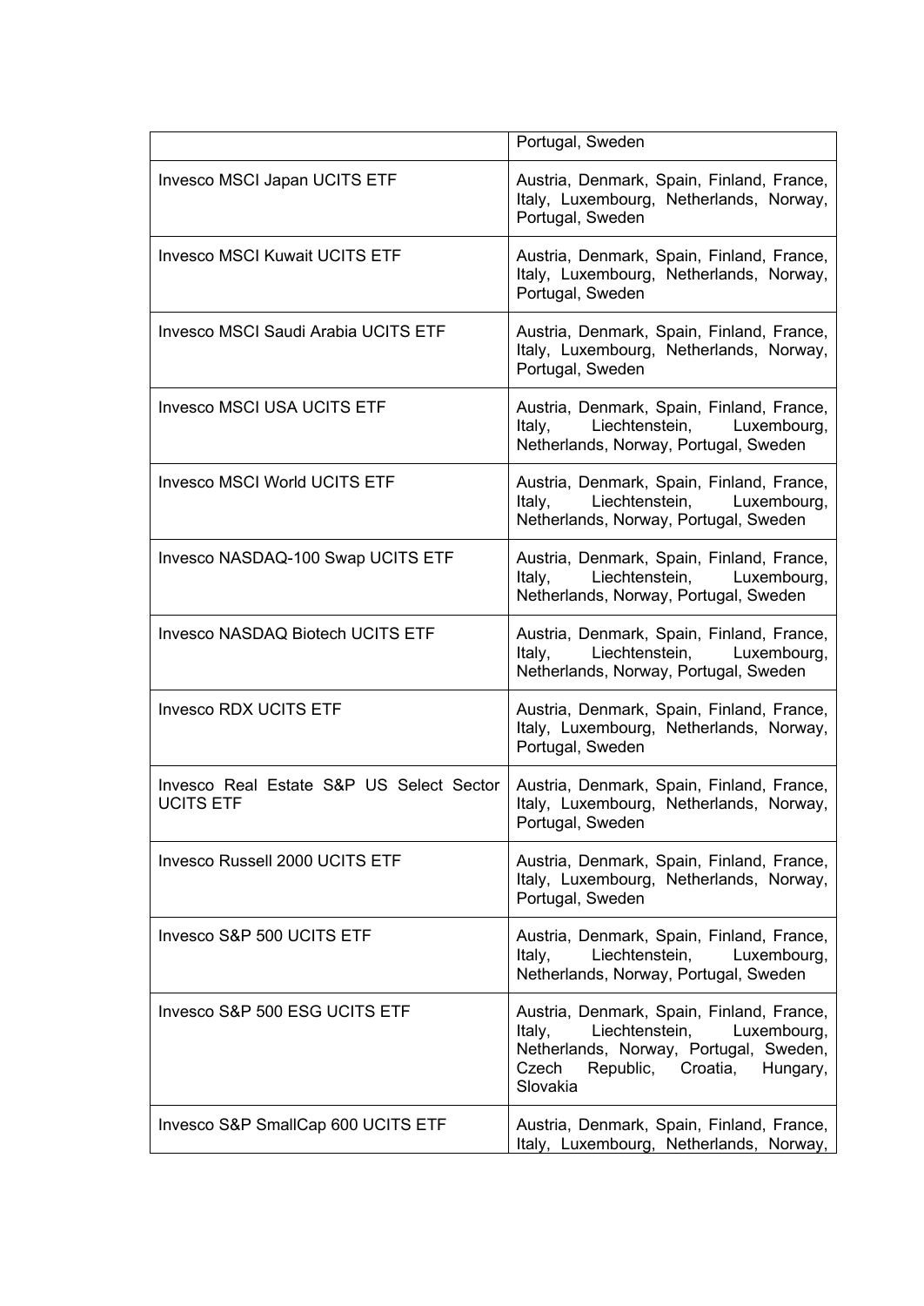| | |
|---|---|
| | Portugal, Sweden |
| Invesco MSCI Japan UCITS ETF | Austria, Denmark, Spain, Finland, France, Italy, Luxembourg, Netherlands, Norway, Portugal, Sweden |
| Invesco MSCI Kuwait UCITS ETF | Austria, Denmark, Spain, Finland, France, Italy, Luxembourg, Netherlands, Norway, Portugal, Sweden |
| Invesco MSCI Saudi Arabia UCITS ETF | Austria, Denmark, Spain, Finland, France, Italy, Luxembourg, Netherlands, Norway, Portugal, Sweden |
| Invesco MSCI USA UCITS ETF | Austria, Denmark, Spain, Finland, France, Italy, Liechtenstein, Luxembourg, Netherlands, Norway, Portugal, Sweden |
| Invesco MSCI World UCITS ETF | Austria, Denmark, Spain, Finland, France, Italy, Liechtenstein, Luxembourg, Netherlands, Norway, Portugal, Sweden |
| Invesco NASDAQ-100 Swap UCITS ETF | Austria, Denmark, Spain, Finland, France, Italy, Liechtenstein, Luxembourg, Netherlands, Norway, Portugal, Sweden |
| Invesco NASDAQ Biotech UCITS ETF | Austria, Denmark, Spain, Finland, France, Italy, Liechtenstein, Luxembourg, Netherlands, Norway, Portugal, Sweden |
| Invesco RDX UCITS ETF | Austria, Denmark, Spain, Finland, France, Italy, Luxembourg, Netherlands, Norway, Portugal, Sweden |
| Invesco Real Estate S&P US Select Sector UCITS ETF | Austria, Denmark, Spain, Finland, France, Italy, Luxembourg, Netherlands, Norway, Portugal, Sweden |
| Invesco Russell 2000 UCITS ETF | Austria, Denmark, Spain, Finland, France, Italy, Luxembourg, Netherlands, Norway, Portugal, Sweden |
| Invesco S&P 500 UCITS ETF | Austria, Denmark, Spain, Finland, France, Italy, Liechtenstein, Luxembourg, Netherlands, Norway, Portugal, Sweden |
| Invesco S&P 500 ESG UCITS ETF | Austria, Denmark, Spain, Finland, France, Italy, Liechtenstein, Luxembourg, Netherlands, Norway, Portugal, Sweden, Czech Republic, Croatia, Hungary, Slovakia |
| Invesco S&P SmallCap 600 UCITS ETF | Austria, Denmark, Spain, Finland, France, Italy, Luxembourg, Netherlands, Norway, |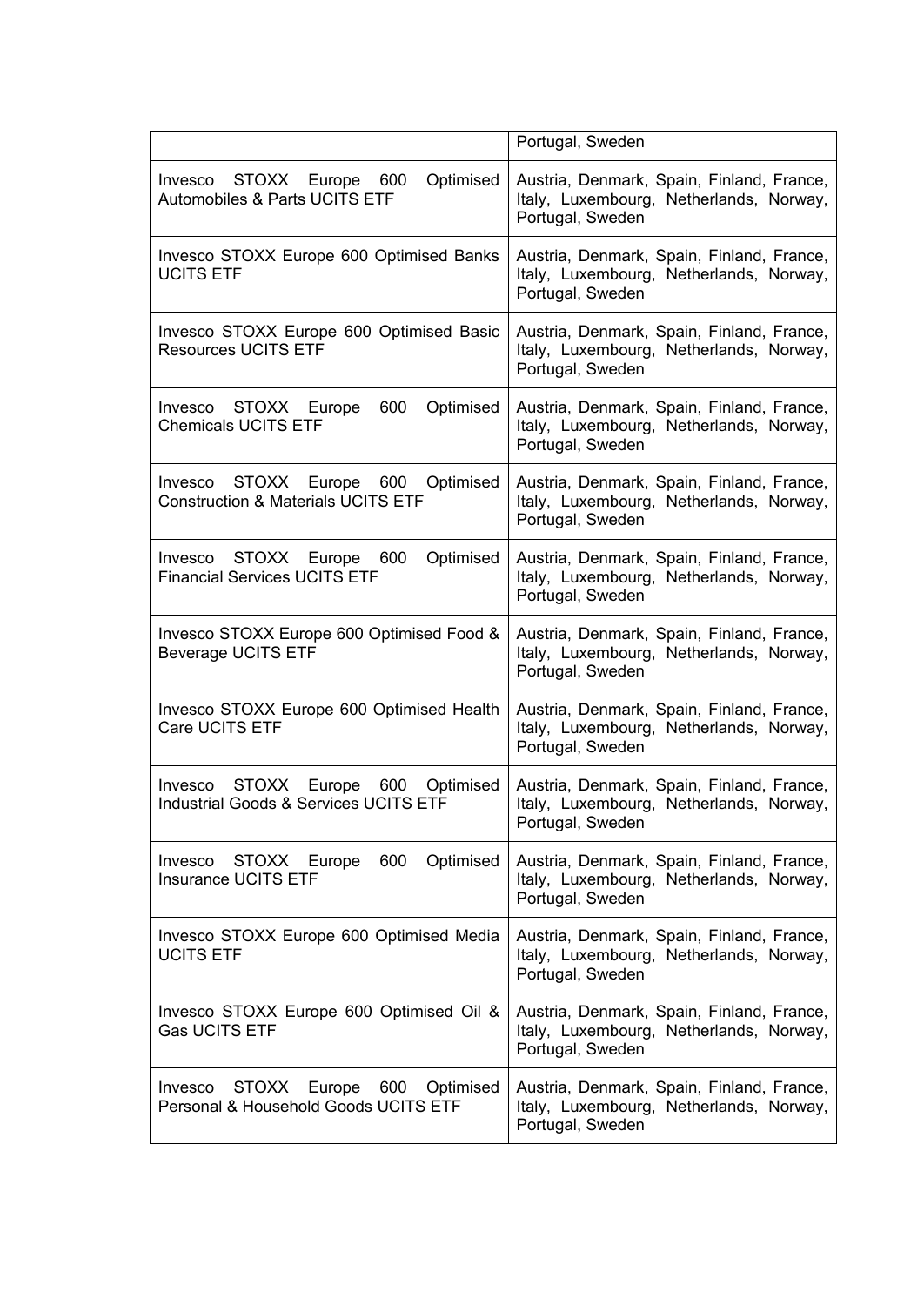| | |
|---|---|
| | Portugal, Sweden |
| Invesco STOXX Europe 600 Optimised Automobiles & Parts UCITS ETF | Austria, Denmark, Spain, Finland, France, Italy, Luxembourg, Netherlands, Norway, Portugal, Sweden |
| Invesco STOXX Europe 600 Optimised Banks UCITS ETF | Austria, Denmark, Spain, Finland, France, Italy, Luxembourg, Netherlands, Norway, Portugal, Sweden |
| Invesco STOXX Europe 600 Optimised Basic Resources UCITS ETF | Austria, Denmark, Spain, Finland, France, Italy, Luxembourg, Netherlands, Norway, Portugal, Sweden |
| Invesco STOXX Europe 600 Optimised Chemicals UCITS ETF | Austria, Denmark, Spain, Finland, France, Italy, Luxembourg, Netherlands, Norway, Portugal, Sweden |
| Invesco STOXX Europe 600 Optimised Construction & Materials UCITS ETF | Austria, Denmark, Spain, Finland, France, Italy, Luxembourg, Netherlands, Norway, Portugal, Sweden |
| Invesco STOXX Europe 600 Optimised Financial Services UCITS ETF | Austria, Denmark, Spain, Finland, France, Italy, Luxembourg, Netherlands, Norway, Portugal, Sweden |
| Invesco STOXX Europe 600 Optimised Food & Beverage UCITS ETF | Austria, Denmark, Spain, Finland, France, Italy, Luxembourg, Netherlands, Norway, Portugal, Sweden |
| Invesco STOXX Europe 600 Optimised Health Care UCITS ETF | Austria, Denmark, Spain, Finland, France, Italy, Luxembourg, Netherlands, Norway, Portugal, Sweden |
| Invesco STOXX Europe 600 Optimised Industrial Goods & Services UCITS ETF | Austria, Denmark, Spain, Finland, France, Italy, Luxembourg, Netherlands, Norway, Portugal, Sweden |
| Invesco STOXX Europe 600 Optimised Insurance UCITS ETF | Austria, Denmark, Spain, Finland, France, Italy, Luxembourg, Netherlands, Norway, Portugal, Sweden |
| Invesco STOXX Europe 600 Optimised Media UCITS ETF | Austria, Denmark, Spain, Finland, France, Italy, Luxembourg, Netherlands, Norway, Portugal, Sweden |
| Invesco STOXX Europe 600 Optimised Oil & Gas UCITS ETF | Austria, Denmark, Spain, Finland, France, Italy, Luxembourg, Netherlands, Norway, Portugal, Sweden |
| Invesco STOXX Europe 600 Optimised Personal & Household Goods UCITS ETF | Austria, Denmark, Spain, Finland, France, Italy, Luxembourg, Netherlands, Norway, Portugal, Sweden |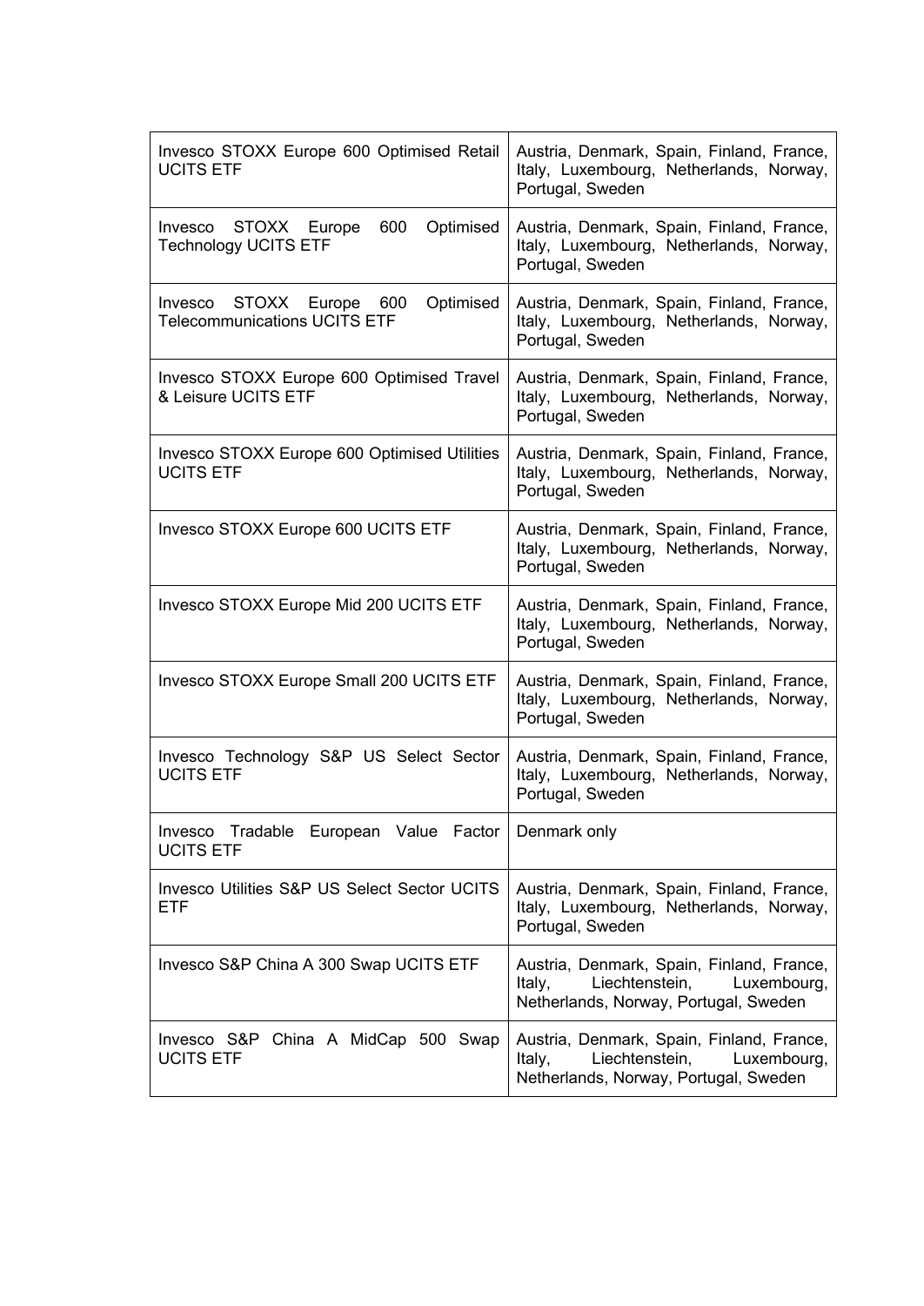| | |
|---|---|
| Invesco STOXX Europe 600 Optimised Retail UCITS ETF | Austria, Denmark, Spain, Finland, France, Italy, Luxembourg, Netherlands, Norway, Portugal, Sweden |
| Invesco STOXX Europe 600 Optimised Technology UCITS ETF | Austria, Denmark, Spain, Finland, France, Italy, Luxembourg, Netherlands, Norway, Portugal, Sweden |
| Invesco STOXX Europe 600 Optimised Telecommunications UCITS ETF | Austria, Denmark, Spain, Finland, France, Italy, Luxembourg, Netherlands, Norway, Portugal, Sweden |
| Invesco STOXX Europe 600 Optimised Travel & Leisure UCITS ETF | Austria, Denmark, Spain, Finland, France, Italy, Luxembourg, Netherlands, Norway, Portugal, Sweden |
| Invesco STOXX Europe 600 Optimised Utilities UCITS ETF | Austria, Denmark, Spain, Finland, France, Italy, Luxembourg, Netherlands, Norway, Portugal, Sweden |
| Invesco STOXX Europe 600 UCITS ETF | Austria, Denmark, Spain, Finland, France, Italy, Luxembourg, Netherlands, Norway, Portugal, Sweden |
| Invesco STOXX Europe Mid 200 UCITS ETF | Austria, Denmark, Spain, Finland, France, Italy, Luxembourg, Netherlands, Norway, Portugal, Sweden |
| Invesco STOXX Europe Small 200 UCITS ETF | Austria, Denmark, Spain, Finland, France, Italy, Luxembourg, Netherlands, Norway, Portugal, Sweden |
| Invesco Technology S&P US Select Sector UCITS ETF | Austria, Denmark, Spain, Finland, France, Italy, Luxembourg, Netherlands, Norway, Portugal, Sweden |
| Invesco Tradable European Value Factor UCITS ETF | Denmark only |
| Invesco Utilities S&P US Select Sector UCITS ETF | Austria, Denmark, Spain, Finland, France, Italy, Luxembourg, Netherlands, Norway, Portugal, Sweden |
| Invesco S&P China A 300 Swap UCITS ETF | Austria, Denmark, Spain, Finland, France, Italy, Liechtenstein, Luxembourg, Netherlands, Norway, Portugal, Sweden |
| Invesco S&P China A MidCap 500 Swap UCITS ETF | Austria, Denmark, Spain, Finland, France, Italy, Liechtenstein, Luxembourg, Netherlands, Norway, Portugal, Sweden |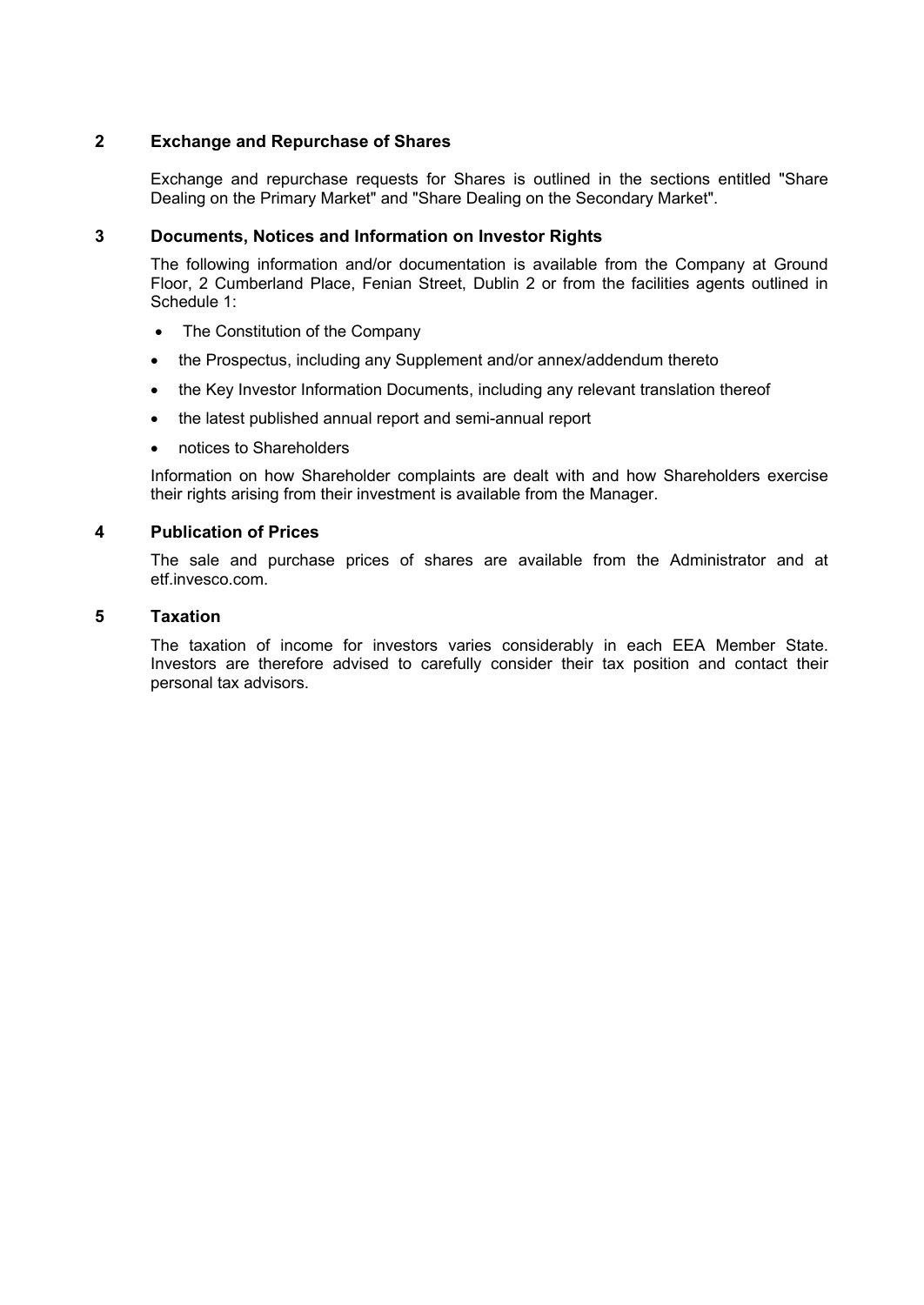## 2 Exchange and Repurchase of Shares

Exchange and repurchase requests for Shares is outlined in the sections entitled "Share Dealing on the Primary Market" and "Share Dealing on the Secondary Market".

## 3 Documents, Notices and Information on Investor Rights

The following information and/or documentation is available from the Company at Ground Floor, 2 Cumberland Place, Fenian Street, Dublin 2 or from the facilities agents outlined in Schedule 1:

- The Constitution of the Company
- the Prospectus, including any Supplement and/or annex/addendum thereto
- the Key Investor Information Documents, including any relevant translation thereof
- the latest published annual report and semi-annual report
- notices to Shareholders

Information on how Shareholder complaints are dealt with and how Shareholders exercise their rights arising from their investment is available from the Manager.

## 4 Publication of Prices

The sale and purchase prices of shares are available from the Administrator and at etf.invesco.com.

## 5 Taxation

The taxation of income for investors varies considerably in each EEA Member State. Investors are therefore advised to carefully consider their tax position and contact their personal tax advisors.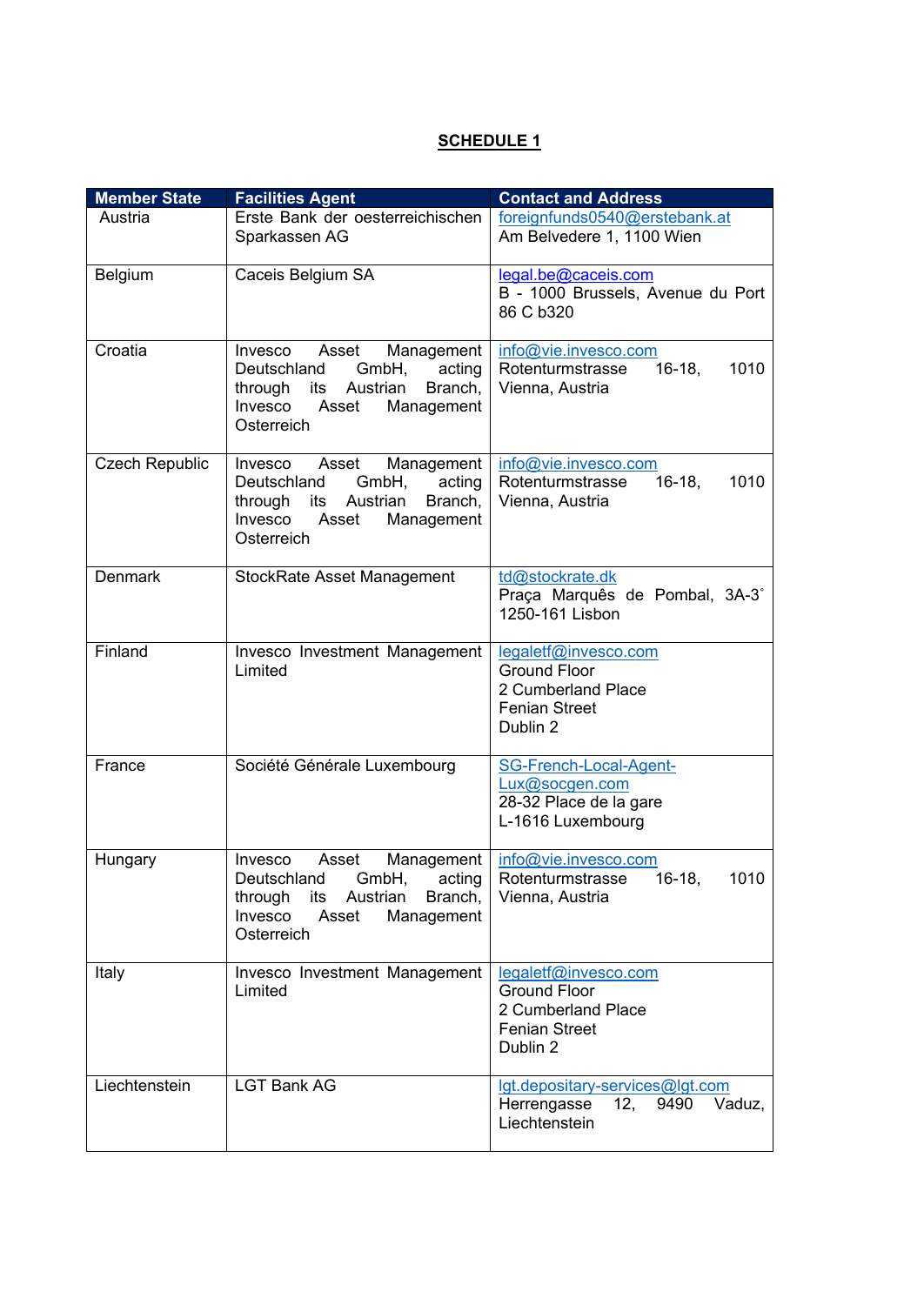**SCHEDULE 1**

| Member State | Facilities Agent | Contact and Address |
|---|---|---|
| Austria | Erste Bank der oesterreichischen Sparkassen AG | foreignfunds0540@erstebank.at<br>Am Belvedere 1, 1100 Wien |
| Belgium | Caceis Belgium SA | legal.be@caceis.com<br>B - 1000 Brussels, Avenue du Port 86 C b320 |
| Croatia | Invesco Asset Management Deutschland GmbH, acting through its Austrian Branch, Invesco Asset Management Osterreich | info@vie.invesco.com<br>Rotenturmstrasse 16-18, 1010 Vienna, Austria |
| Czech Republic | Invesco Asset Management Deutschland GmbH, acting through its Austrian Branch, Invesco Asset Management Osterreich | info@vie.invesco.com<br>Rotenturmstrasse 16-18, 1010 Vienna, Austria |
| Denmark | StockRate Asset Management | td@stockrate.dk<br>Praça Marquês de Pombal, 3A-3˚ 1250-161 Lisbon |
| Finland | Invesco Investment Management Limited | legaletf@invesco.com<br>Ground Floor<br>2 Cumberland Place<br>Fenian Street<br>Dublin 2 |
| France | Société Générale Luxembourg | SG-French-Local-Agent-Lux@socgen.com<br>28-32 Place de la gare<br>L-1616 Luxembourg |
| Hungary | Invesco Asset Management Deutschland GmbH, acting through its Austrian Branch, Invesco Asset Management Osterreich | info@vie.invesco.com<br>Rotenturmstrasse 16-18, 1010 Vienna, Austria |
| Italy | Invesco Investment Management Limited | legaletf@invesco.com<br>Ground Floor<br>2 Cumberland Place<br>Fenian Street<br>Dublin 2 |
| Liechtenstein | LGT Bank AG | lgt.depositary-services@lgt.com<br>Herrengasse 12, 9490 Vaduz, Liechtenstein |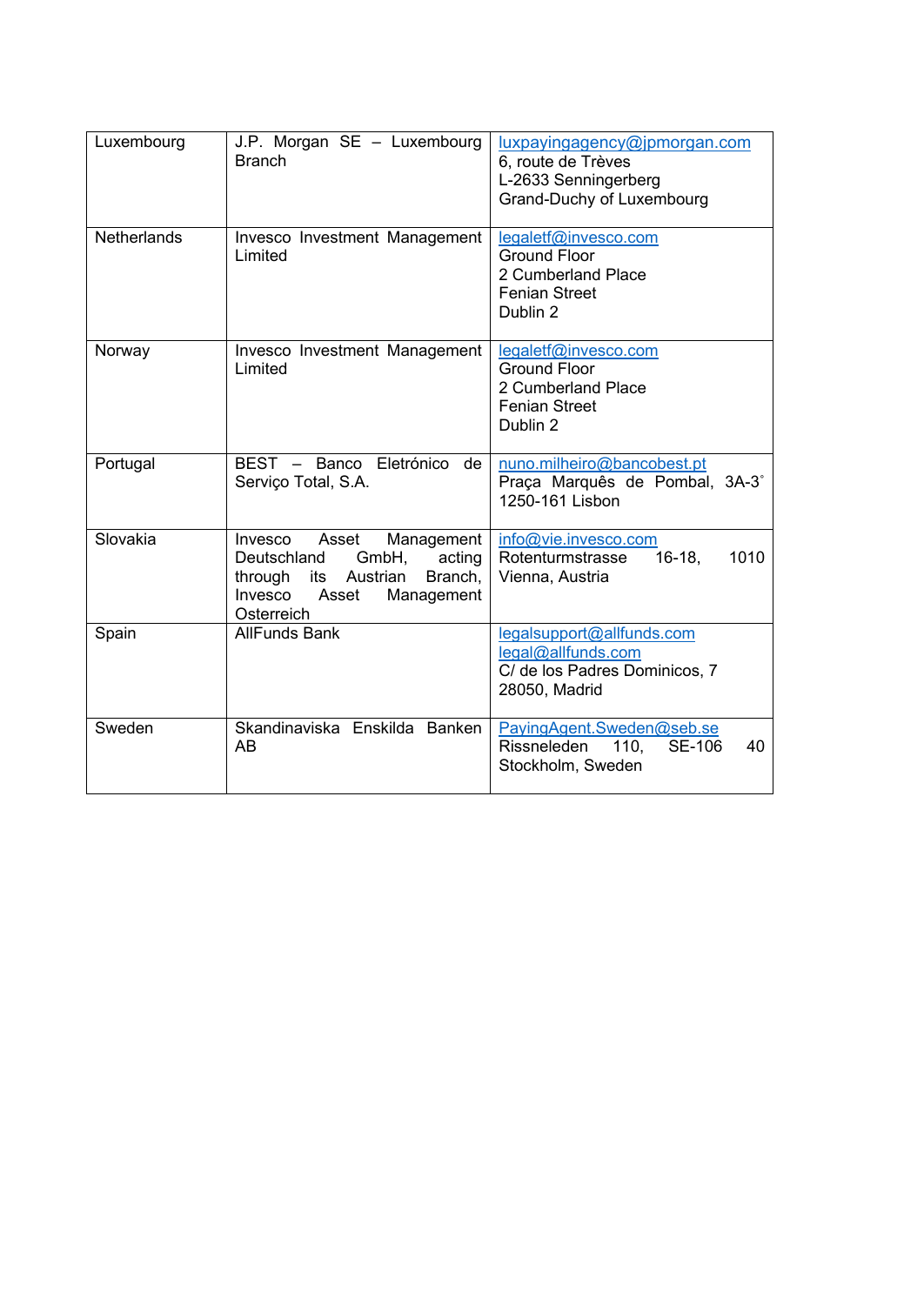| | | |
|---|---|---|
| Luxembourg | J.P. Morgan SE – Luxembourg Branch | luxpayingagency@jpmorgan.com<br>6, route de Trèves<br>L-2633 Senningerberg<br>Grand-Duchy of Luxembourg |
| Netherlands | Invesco Investment Management Limited | legaletf@invesco.com<br>Ground Floor<br>2 Cumberland Place<br>Fenian Street<br>Dublin 2 |
| Norway | Invesco Investment Management Limited | legaletf@invesco.com<br>Ground Floor<br>2 Cumberland Place<br>Fenian Street<br>Dublin 2 |
| Portugal | BEST – Banco Eletrónico de Serviço Total, S.A. | nuno.milheiro@bancobest.pt<br>Praça Marquês de Pombal, 3A-3˚<br>1250-161 Lisbon |
| Slovakia | Invesco Asset Management Deutschland GmbH, acting through its Austrian Branch, Invesco Asset Management Osterreich | info@vie.invesco.com<br>Rotenturmstrasse 16-18, 1010 Vienna, Austria |
| Spain | AllFunds Bank | legalsupport@allfunds.com<br>legal@allfunds.com<br>C/ de los Padres Dominicos, 7<br>28050, Madrid |
| Sweden | Skandinaviska Enskilda Banken AB | PayingAgent.Sweden@seb.se<br>Rissneleden 110, SE-106 40 Stockholm, Sweden |